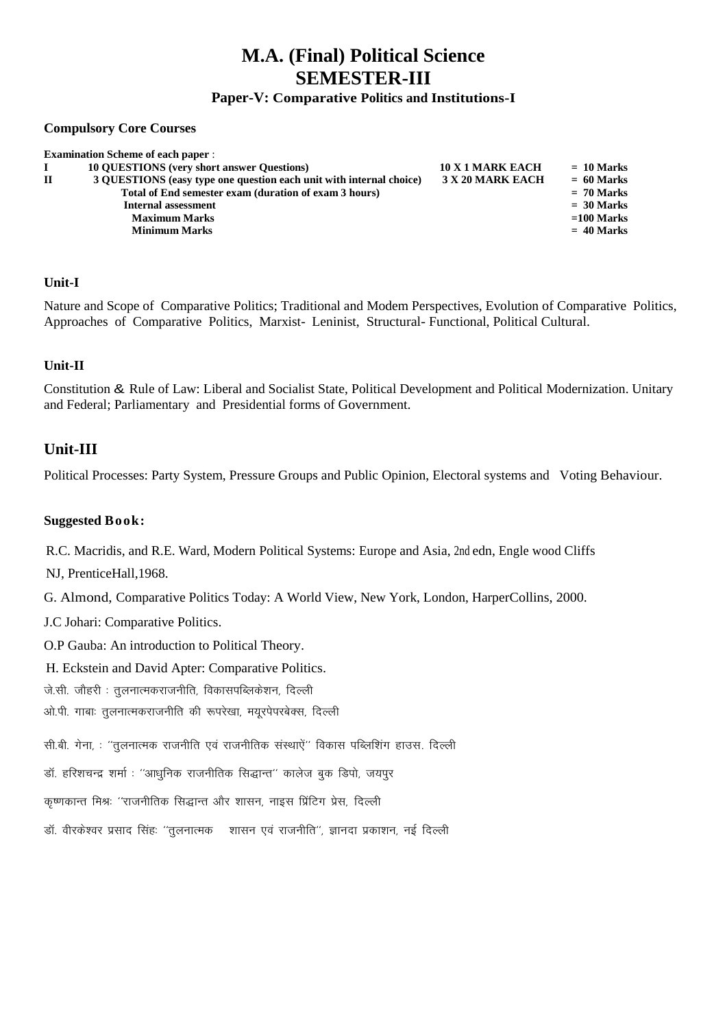# M.A. (Final) Political Science
# SEMESTER-III
### Paper-V: Comparative Politics and Institutions-I

**Compulsory Core Courses**

**Examination Scheme of each paper** :

| | | | |
|---|---|---|---|
| **I** | **10 QUESTIONS (very short answer Questions)** | **10 X 1 MARK EACH** | **= 10 Marks** |
| **II** | **3 QUESTIONS (easy type one question each unit with internal choice)** | **3 X 20 MARK EACH** | **= 60 Marks** |
| | **Total of End semester exam (duration of exam 3 hours)** | | **= 70 Marks** |
| | **Internal assessment** | | **= 30 Marks** |
| | **Maximum Marks** | | **=100 Marks** |
| | **Minimum Marks** | | **= 40 Marks** |

**Unit-I**

Nature and Scope of Comparative Politics; Traditional and Modem Perspectives, Evolution of Comparative Politics, Approaches of Comparative Politics, Marxist- Leninist, Structural- Functional, Political Cultural.

**Unit-II**

Constitution & Rule of Law: Liberal and Socialist State, Political Development and Political Modernization. Unitary and Federal; Parliamentary and Presidential forms of Government.

## Unit-III

Political Processes: Party System, Pressure Groups and Public Opinion, Electoral systems and Voting Behaviour.

**Suggested Book:**

R.C. Macridis, and R.E. Ward, Modern Political Systems: Europe and Asia, 2nd edn, Engle wood Cliffs NJ, PrenticeHall,1968.

G. Almond, Comparative Politics Today: A World View, New York, London, HarperCollins, 2000.

J.C Johari: Comparative Politics.

O.P Gauba: An introduction to Political Theory.

H. Eckstein and David Apter: Comparative Politics.

जे.सी. जौहरी : तुलनात्मकराजनीति, विकासपब्लिकेशन, दिल्ली

ओ.पी. गाबाः तुलनात्मकराजनीति की रूपरेखा, मयूरपेपरबेक्स, दिल्ली

सी.बी. गेना, : ''तुलनात्मक राजनीति एवं राजनीतिक संस्थाऐं'' विकास पब्लिशिंग हाउस. दिल्ली

डॉ. हरिशचन्द्र शर्मा : ''आधुनिक राजनीतिक सिद्धान्त'' कालेज बुक डिपो, जयपुर

कृष्णकान्त मिश्रः ''राजनीतिक सिद्धान्त और शासन, नाइस प्रिंटिग प्रेस, दिल्ली

डॉ. वीरकेश्वर प्रसाद सिंहः ''तुलनात्मक शासन एवं राजनीति'', ज्ञानदा प्रकाशन, नई दिल्ली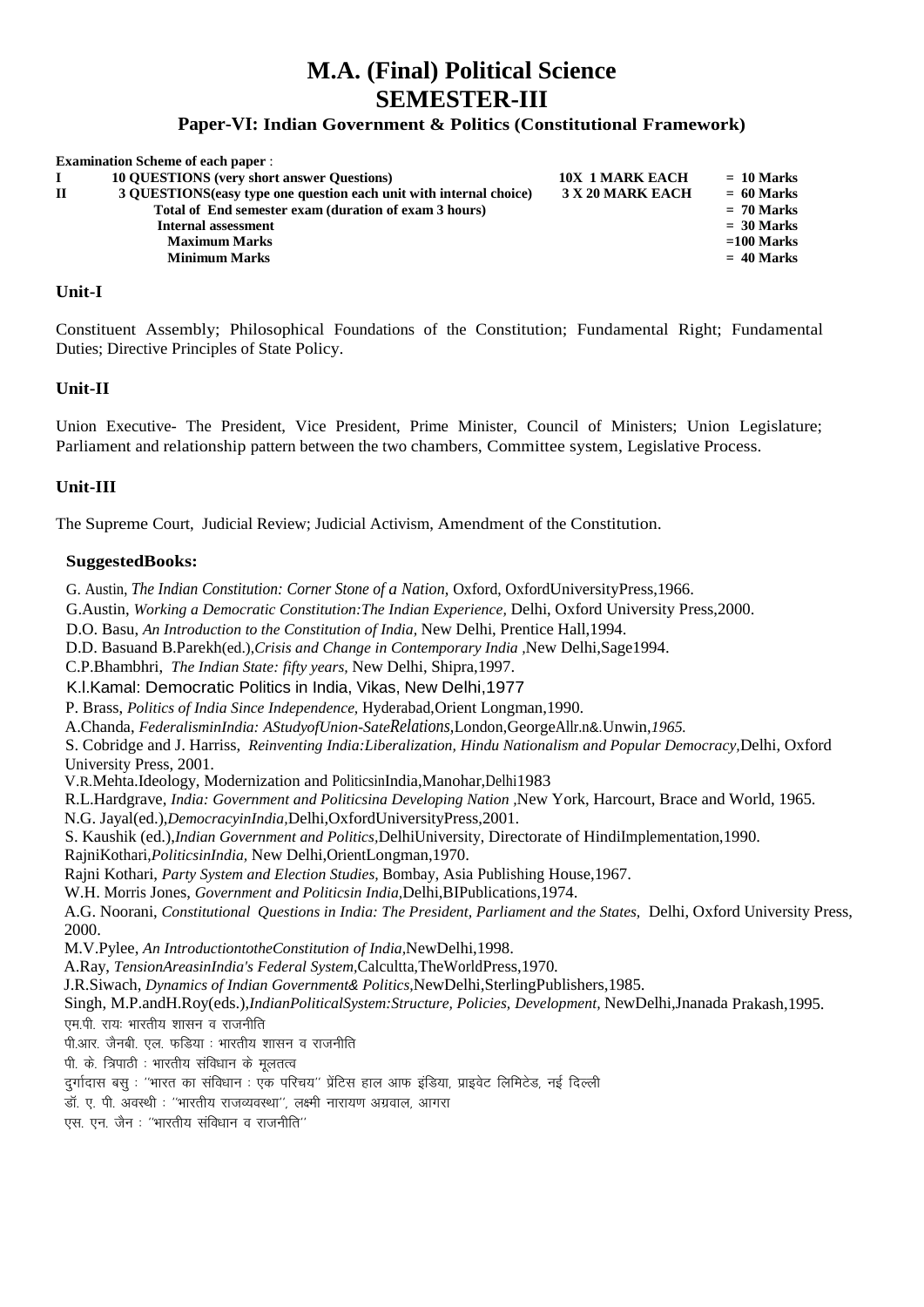# M.A. (Final) Political Science
# SEMESTER-III

### Paper-VI: Indian Government & Politics (Constitutional Framework)

**Examination Scheme of each paper** :

| | | | |
|---|---|---|---|
| **I** | **10 QUESTIONS (very short answer Questions)** | **10X 1 MARK EACH** | **= 10 Marks** |
| **II** | **3 QUESTIONS(easy type one question each unit with internal choice)** | **3 X 20 MARK EACH** | **= 60 Marks** |
| | **Total of End semester exam (duration of exam 3 hours)** | | **= 70 Marks** |
| | **Internal assessment** | | **= 30 Marks** |
| | **Maximum Marks** | | **=100 Marks** |
| | **Minimum Marks** | | **= 40 Marks** |

### Unit-I

Constituent Assembly; Philosophical Foundations of the Constitution; Fundamental Right; Fundamental Duties; Directive Principles of State Policy.

### Unit-II

Union Executive- The President, Vice President, Prime Minister, Council of Ministers; Union Legislature; Parliament and relationship pattern between the two chambers, Committee system, Legislative Process.

### Unit-III

The Supreme Court, Judicial Review; Judicial Activism, Amendment of the Constitution.

**SuggestedBooks:**

G. Austin, *The Indian Constitution: Corner Stone of a Nation,* Oxford, OxfordUniversityPress,1966.
G.Austin, *Working a Democratic Constitution:The Indian Experience,* Delhi, Oxford University Press,2000.
D.O. Basu, *An Introduction to the Constitution of India,* New Delhi, Prentice Hall,1994.
D.D. Basuand B.Parekh(ed.),*Crisis and Change in Contemporary India* ,New Delhi,Sage1994.
C.P.Bhambhri, *The Indian State: fifty years,* New Delhi, Shipra,1997.
K.l.Kamal: Democratic Politics in India, Vikas, New Delhi,1977
P. Brass, *Politics of India Since Independence,* Hyderabad,Orient Longman,1990.
A.Chanda, *FederalisminIndia: AStudyofUnion-SateRelations,*London,GeorgeAllr.n&.Unwin,*1965.*
S. Cobridge and J. Harriss, *Reinventing India:Liberalization, Hindu Nationalism and Popular Democracy,*Delhi, Oxford University Press, 2001.
V.R.Mehta.Ideology, Modernization and PoliticsinIndia,Manohar,Delhi1983
R.L.Hardgrave, *India: Government and Politicsina Developing Nation* ,New York, Harcourt, Brace and World, 1965.
N.G. Jayal(ed.),*DemocracyinIndia,*Delhi,OxfordUniversityPress,2001.
S. Kaushik (ed.),*Indian Government and Politics,*DelhiUniversity, Directorate of HindiImplementation,1990.
RajniKothari,*PoliticsinIndia,* New Delhi,OrientLongman,1970.
Rajni Kothari, *Party System and Election Studies,* Bombay, Asia Publishing House,1967.
W.H. Morris Jones, *Government and Politicsin India,*Delhi,BIPublications,1974.
A.G. Noorani, *Constitutional Questions in India: The President, Parliament and the States,* Delhi, Oxford University Press, 2000.
M.V.Pylee, *An IntroductiontotheConstitution of India,*NewDelhi,1998.
A.Ray, *TensionAreasinIndia's Federal System,*Calcultta,TheWorldPress,1970.
J.R.Siwach, *Dynamics of Indian Government& Politics,*NewDelhi,SterlingPublishers,1985.
Singh, M.P.andH.Roy(eds.),*IndianPoliticalSystem:Structure, Policies, Development,* NewDelhi,Jnanada Prakash,1995.
एम.पी. रायः भारतीय शासन व राजनीति
पी.आर. जैनबी. एल. फडिया : भारतीय शासन व राजनीति
पी. के. त्रिपाठी : भारतीय संविधान के मूलतत्व
दुर्गादास बसु : ''भारत का संविधान : एक परिचय'' प्रेंटिस हाल आफ इंडिया, प्राइवेट लिमिटेड, नई दिल्ली
डॉ. ए. पी. अवस्थी : ''भारतीय राजव्यवस्था'', लक्ष्मी नारायण अग्रवाल, आगरा
एस. एन. जैन : ''भारतीय संविधान व राजनीति''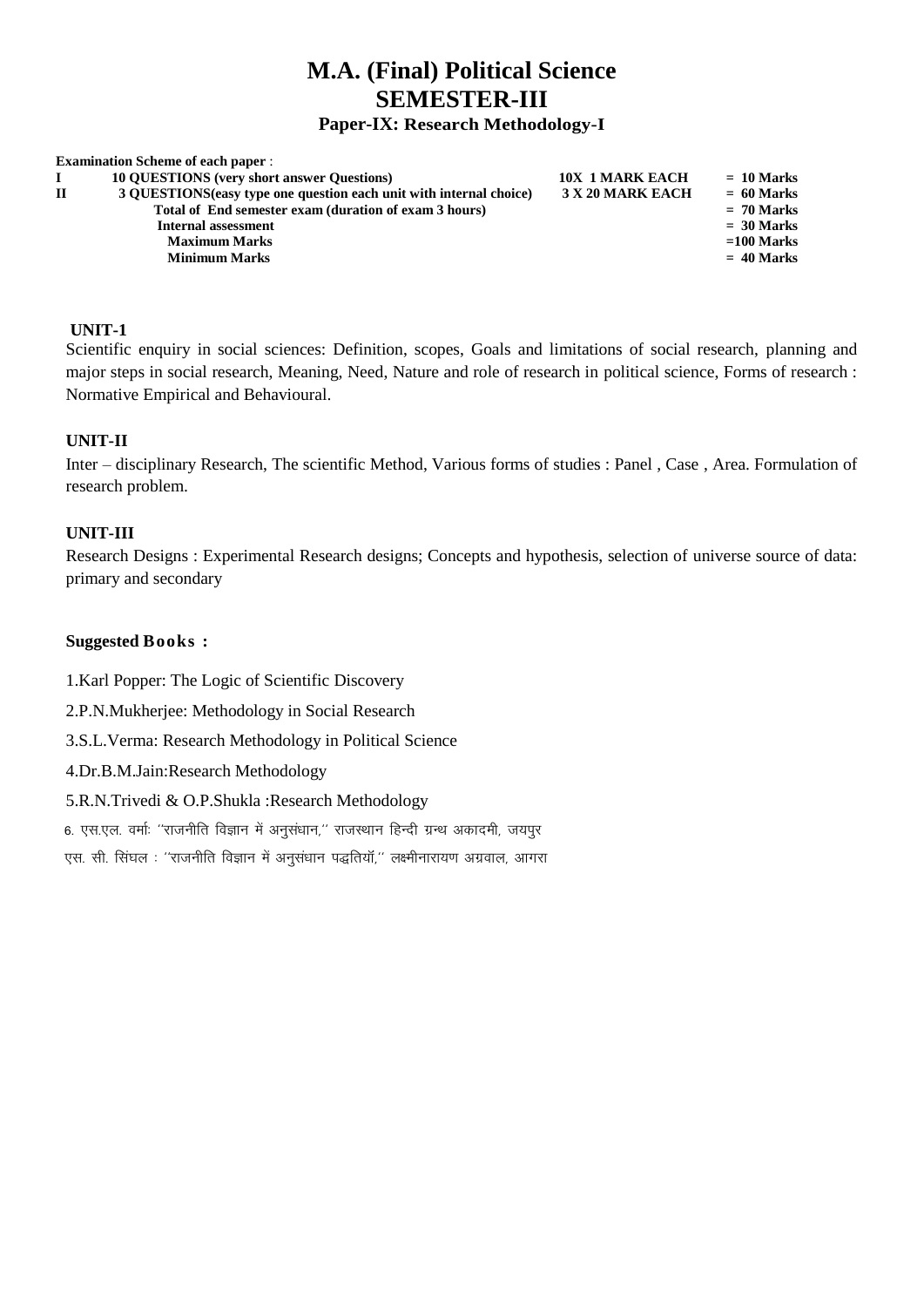# M.A. (Final) Political Science

## SEMESTER-III

### Paper-IX: Research Methodology-I

**Examination Scheme of each paper** :

| | | | |
|---|---|---|---|
| **I** | **10 QUESTIONS (very short answer Questions)** | **10X 1 MARK EACH** | **= 10 Marks** |
| **II** | **3 QUESTIONS(easy type one question each unit with internal choice)** | **3 X 20 MARK EACH** | **= 60 Marks** |
| | **Total of End semester exam (duration of exam 3 hours)** | | **= 70 Marks** |
| | **Internal assessment** | | **= 30 Marks** |
| | **Maximum Marks** | | **=100 Marks** |
| | **Minimum Marks** | | **= 40 Marks** |

**UNIT-1**

Scientific enquiry in social sciences: Definition, scopes, Goals and limitations of social research, planning and major steps in social research, Meaning, Need, Nature and role of research in political science, Forms of research : Normative Empirical and Behavioural.

**UNIT-II**

Inter – disciplinary Research, The scientific Method, Various forms of studies : Panel , Case , Area. Formulation of research problem.

**UNIT-III**

Research Designs : Experimental Research designs; Concepts and hypothesis, selection of universe source of data: primary and secondary

**Suggested Books :**

1.Karl Popper: The Logic of Scientific Discovery

2.P.N.Mukherjee: Methodology in Social Research

3.S.L.Verma: Research Methodology in Political Science

4.Dr.B.M.Jain:Research Methodology

5.R.N.Trivedi & O.P.Shukla :Research Methodology

6. एस.एल. वर्माः ''राजनीति विज्ञान में अनुसंधान,'' राजस्थान हिन्दी ग्रन्थ अकादमी, जयपुर

एस. सी. सिंघल : ''राजनीति विज्ञान में अनुसंधान पद्धतियॉं,'' लक्ष्मीनारायण अग्रवाल, आगरा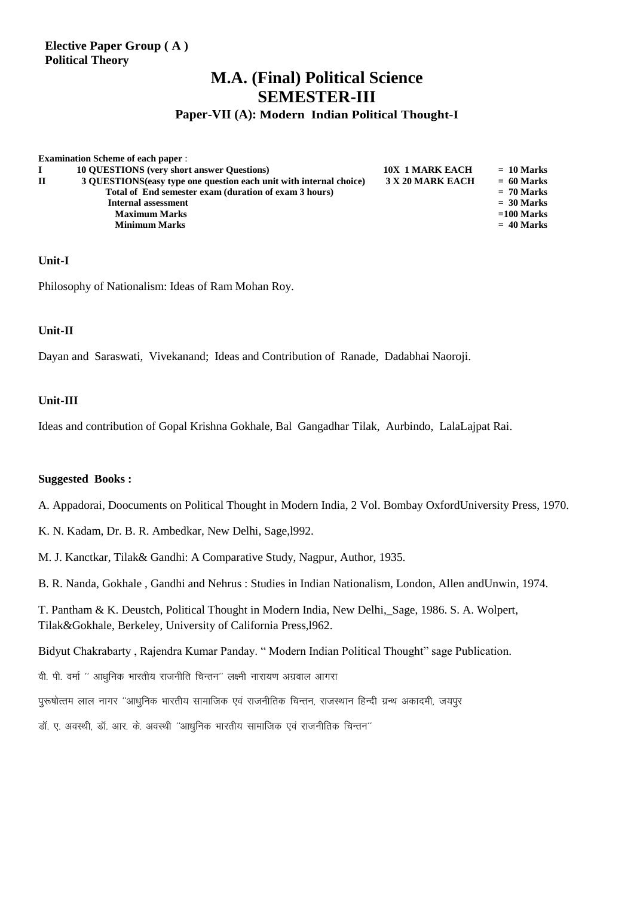**Elective Paper Group ( A )**
**Political Theory**

# M.A. (Final) Political Science
# SEMESTER-III

### Paper-VII (A): Modern Indian Political Thought-I

**Examination Scheme of each paper** :

| | | | |
|---|---|---|---|
| **I** | **10 QUESTIONS (very short answer Questions)** | **10X 1 MARK EACH** | **= 10 Marks** |
| **II** | **3 QUESTIONS(easy type one question each unit with internal choice)** | **3 X 20 MARK EACH** | **= 60 Marks** |
| | **Total of End semester exam (duration of exam 3 hours)** | | **= 70 Marks** |
| | **Internal assessment** | | **= 30 Marks** |
| | **Maximum Marks** | | **=100 Marks** |
| | **Minimum Marks** | | **= 40 Marks** |

**Unit-I**

Philosophy of Nationalism: Ideas of Ram Mohan Roy.

**Unit-II**

Dayan and Saraswati, Vivekanand; Ideas and Contribution of Ranade, Dadabhai Naoroji.

**Unit-III**

Ideas and contribution of Gopal Krishna Gokhale, Bal Gangadhar Tilak, Aurbindo, LalaLajpat Rai.

**Suggested Books :**

A. Appadorai, Doocuments on Political Thought in Modern India, 2 Vol. Bombay OxfordUniversity Press, 1970.

K. N. Kadam, Dr. B. R. Ambedkar, New Delhi, Sage,l992.

M. J. Kanctkar, Tilak& Gandhi: A Comparative Study, Nagpur, Author, 1935.

B. R. Nanda, Gokhale , Gandhi and Nehrus : Studies in Indian Nationalism, London, Allen andUnwin, 1974.

T. Pantham & K. Deustch, Political Thought in Modern India, New Delhi,_Sage, 1986. S. A. Wolpert, Tilak&Gokhale, Berkeley, University of California Press,l962.

Bidyut Chakrabarty , Rajendra Kumar Panday. " Modern Indian Political Thought" sage Publication.

वी. पी. वर्मा '' आधुनिक भारतीय राजनीति चिन्तन'' लक्ष्मी नारायण अग्रवाल आगरा

पुरूषोत्तम लाल नागर ''आधुनिक भारतीय सामाजिक एवं राजनीतिक चिन्तन, राजस्थान हिन्दी ग्रन्थ अकादमी, जयपुर

डॉ. ए. अवस्थी, डॉ. आर. के. अवस्थी ''आधुनिक भारतीय सामाजिक एवं राजनीतिक चिन्तन''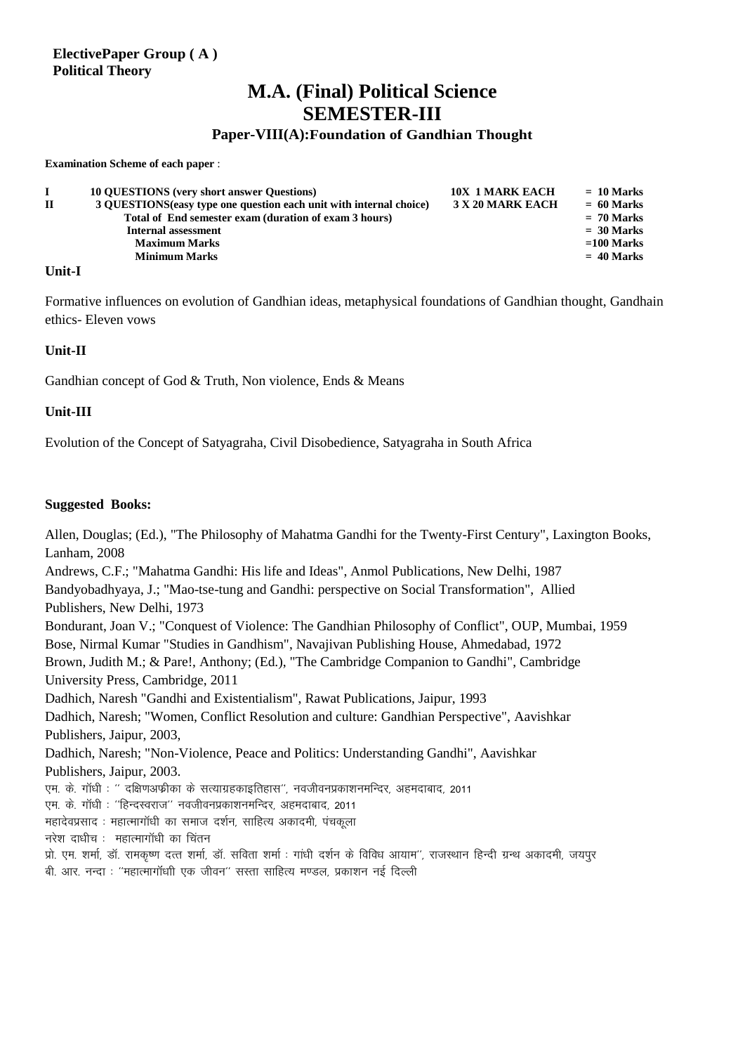**ElectivePaper Group ( A )**
**Political Theory**

# M.A. (Final) Political Science
# SEMESTER-III
### Paper-VIII(A):Foundation of Gandhian Thought

**Examination Scheme of each paper** :

| | | | |
|---|---|---|---|
| **I** | **10 QUESTIONS (very short answer Questions)** | **10X 1 MARK EACH** | **= 10 Marks** |
| **II** | **3 QUESTIONS(easy type one question each unit with internal choice)** | **3 X 20 MARK EACH** | **= 60 Marks** |
| | **Total of End semester exam (duration of exam 3 hours)** | | **= 70 Marks** |
| | **Internal assessment** | | **= 30 Marks** |
| | **Maximum Marks** | | **=100 Marks** |
| | **Minimum Marks** | | **= 40 Marks** |

**Unit-I**

Formative influences on evolution of Gandhian ideas, metaphysical foundations of Gandhian thought, Gandhain ethics- Eleven vows

**Unit-II**

Gandhian concept of God & Truth, Non violence, Ends & Means

**Unit-III**

Evolution of the Concept of Satyagraha, Civil Disobedience, Satyagraha in South Africa

**Suggested Books:**

Allen, Douglas; (Ed.), "The Philosophy of Mahatma Gandhi for the Twenty-First Century", Laxington Books, Lanham, 2008
Andrews, C.F.; "Mahatma Gandhi: His life and Ideas", Anmol Publications, New Delhi, 1987
Bandyobadhyaya, J.; "Mao-tse-tung and Gandhi: perspective on Social Transformation", Allied Publishers, New Delhi, 1973
Bondurant, Joan V.; "Conquest of Violence: The Gandhian Philosophy of Conflict", OUP, Mumbai, 1959
Bose, Nirmal Kumar "Studies in Gandhism", Navajivan Publishing House, Ahmedabad, 1972
Brown, Judith M.; & Pare!, Anthony; (Ed.), "The Cambridge Companion to Gandhi", Cambridge University Press, Cambridge, 2011
Dadhich, Naresh "Gandhi and Existentialism", Rawat Publications, Jaipur, 1993
Dadhich, Naresh; "Women, Conflict Resolution and culture: Gandhian Perspective", Aavishkar Publishers, Jaipur, 2003,
Dadhich, Naresh; "Non-Violence, Peace and Politics: Understanding Gandhi", Aavishkar Publishers, Jaipur, 2003.
एम. के. गॉधी : '' दक्षिणअफ्रीका के सत्याग्रहकाइतिहास'', नवजीवनप्रकाशनमन्दिर, अहमदाबाद, 2011
एम. के. गॉधी : ''हिन्दस्वराज'' नवजीवनप्रकाशनमन्दिर, अहमदाबाद, 2011
महादेवप्रसाद : महात्मागॉधी का समाज दर्शन, साहित्य अकादमी, पंचकूला
नरेश दाधीच : महात्मागॉधी का चिंतन
प्रो. एम. शर्मा, डॉ. रामकृष्ण दत्त शर्मा, डॉ. सविता शर्मा : गांधी दर्शन के विविध आयाम'', राजस्थान हिन्दी ग्रन्थ अकादमी, जयपुर
बी. आर. नन्दा : ''महात्मागॉधी एक जीवन'' सस्ता साहित्य मण्डल, प्रकाशन नई दिल्ली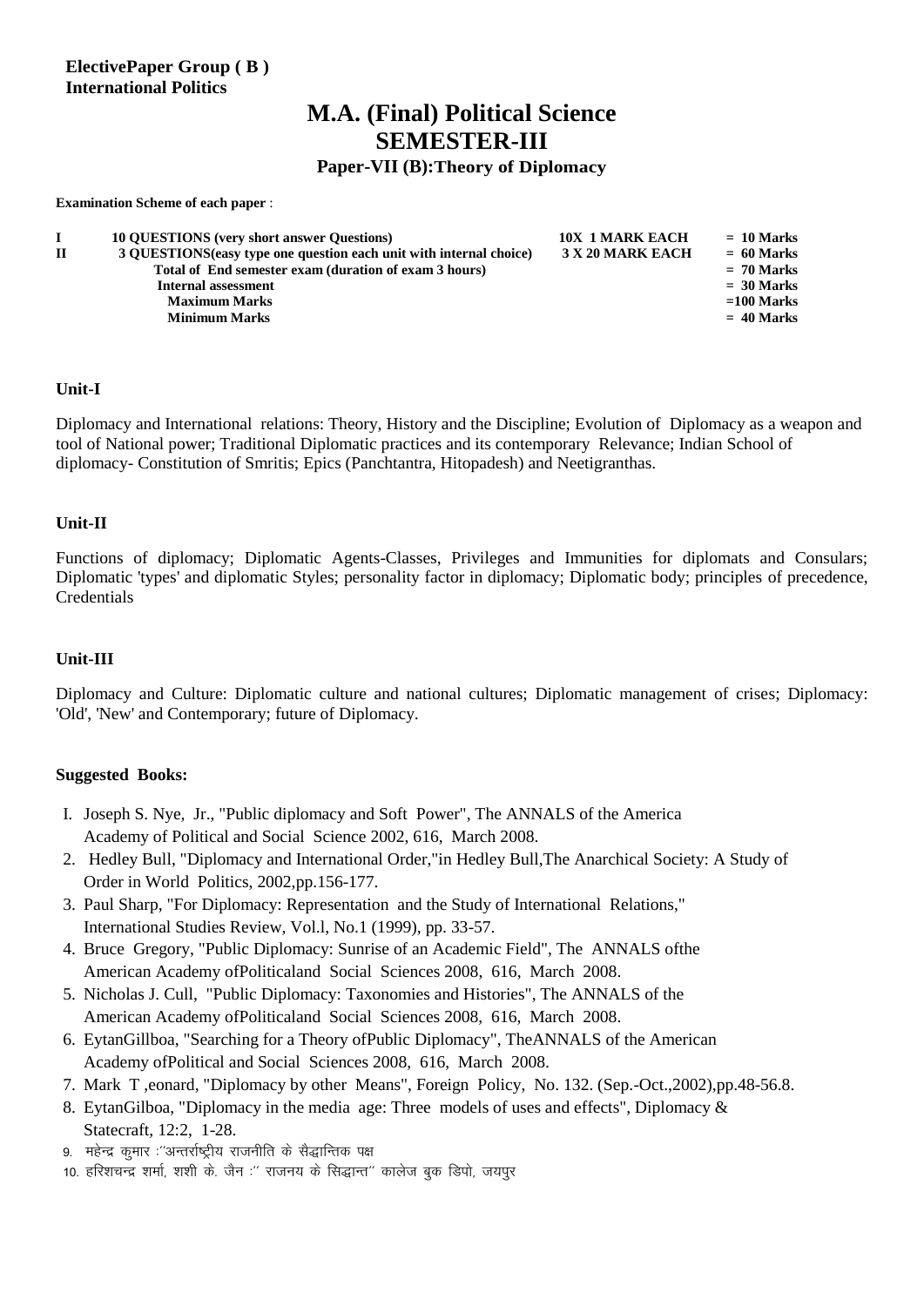**ElectivePaper Group ( B )**
**International Politics**

# M.A. (Final) Political Science
## SEMESTER-III
### Paper-VII (B):Theory of Diplomacy

**Examination Scheme of each paper** :

| | | | |
|---|---|---|---|
| **I** | **10 QUESTIONS (very short answer Questions)** | **10X 1 MARK EACH** | **= 10 Marks** |
| **II** | **3 QUESTIONS(easy type one question each unit with internal choice)** | **3 X 20 MARK EACH** | **= 60 Marks** |
| | **Total of End semester exam (duration of exam 3 hours)** | | **= 70 Marks** |
| | **Internal assessment** | | **= 30 Marks** |
| | **Maximum Marks** | | **=100 Marks** |
| | **Minimum Marks** | | **= 40 Marks** |

**Unit-I**

Diplomacy and International relations: Theory, History and the Discipline; Evolution of Diplomacy as a weapon and tool of National power; Traditional Diplomatic practices and its contemporary Relevance; Indian School of diplomacy- Constitution of Smritis; Epics (Panchtantra, Hitopadesh) and Neetigranthas.

**Unit-II**

Functions of diplomacy; Diplomatic Agents-Classes, Privileges and Immunities for diplomats and Consulars; Diplomatic 'types' and diplomatic Styles; personality factor in diplomacy; Diplomatic body; principles of precedence, Credentials

**Unit-III**

Diplomacy and Culture: Diplomatic culture and national cultures; Diplomatic management of crises; Diplomacy: 'Old', 'New' and Contemporary; future of Diplomacy.

**Suggested Books:**

I. Joseph S. Nye, Jr., "Public diplomacy and Soft Power", The ANNALS of the America Academy of Political and Social Science 2002, 616, March 2008.
2. Hedley Bull, "Diplomacy and International Order,"in Hedley Bull,The Anarchical Society: A Study of Order in World Politics, 2002,pp.156-177.
3. Paul Sharp, "For Diplomacy: Representation and the Study of International Relations," International Studies Review, Vol.l, No.1 (1999), pp. 33-57.
4. Bruce Gregory, "Public Diplomacy: Sunrise of an Academic Field", The ANNALS ofthe American Academy ofPoliticaland Social Sciences 2008, 616, March 2008.
5. Nicholas J. Cull, "Public Diplomacy: Taxonomies and Histories", The ANNALS of the American Academy ofPoliticaland Social Sciences 2008, 616, March 2008.
6. EytanGillboa, "Searching for a Theory ofPublic Diplomacy", TheANNALS of the American Academy ofPolitical and Social Sciences 2008, 616, March 2008.
7. Mark T ,eonard, "Diplomacy by other Means", Foreign Policy, No. 132. (Sep.-Oct.,2002),pp.48-56.8.
8. EytanGilboa, "Diplomacy in the media age: Three models of uses and effects", Diplomacy & Statecraft, 12:2, 1-28.
9. महेन्द्र कुमार :''अन्तर्राष्ट्रीय राजनीति के सैद्धान्तिक पक्ष
10. हरिशचन्द्र शर्मा, शशी के. जैन :'' राजनय के सिद्धान्त'' कालेज बुक डिपो, जयपुर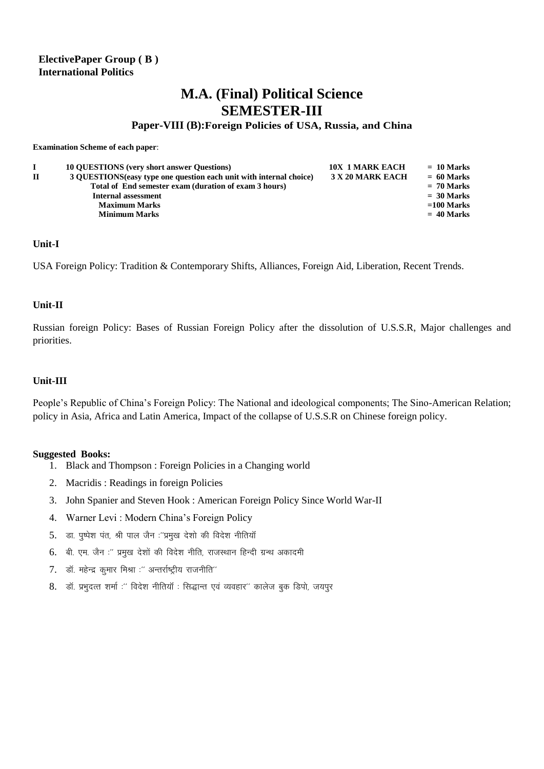**ElectivePaper Group ( B )**
**International Politics**

# M.A. (Final) Political Science
# SEMESTER-III

### Paper-VIII (B):Foreign Policies of USA, Russia, and China

**Examination Scheme of each paper**:

| | | | |
|---|---|---|---|
| **I** | **10 QUESTIONS (very short answer Questions)** | **10X 1 MARK EACH** | **= 10 Marks** |
| **II** | **3 QUESTIONS(easy type one question each unit with internal choice)** | **3 X 20 MARK EACH** | **= 60 Marks** |
| | **Total of End semester exam (duration of exam 3 hours)** | | **= 70 Marks** |
| | **Internal assessment** | | **= 30 Marks** |
| | **Maximum Marks** | | **=100 Marks** |
| | **Minimum Marks** | | **= 40 Marks** |

**Unit-I**

USA Foreign Policy: Tradition & Contemporary Shifts, Alliances, Foreign Aid, Liberation, Recent Trends.

**Unit-II**

Russian foreign Policy: Bases of Russian Foreign Policy after the dissolution of U.S.S.R, Major challenges and priorities.

**Unit-III**

People's Republic of China's Foreign Policy: The National and ideological components; The Sino-American Relation; policy in Asia, Africa and Latin America, Impact of the collapse of U.S.S.R on Chinese foreign policy.

**Suggested Books:**

1. Black and Thompson : Foreign Policies in a Changing world
2. Macridis : Readings in foreign Policies
3. John Spanier and Steven Hook : American Foreign Policy Since World War-II
4. Warner Levi : Modern China's Foreign Policy
5. डा. पुष्पेश पंत, श्री पाल जैन :''प्रमुख देशो की विदेश नीतियॉं
6. बी. एम. जैन :'' प्रमुख देशों की विदेश नीति, राजस्थान हिन्दी ग्रन्थ अकादमी
7. डॉ. महेन्द्र कुमार मिश्रा :'' अन्तर्राष्ट्रीय राजनीति''
8. डॉ. प्रभुदत्त शर्मा :'' विदेश नीतियॉं : सिद्धान्त एवं व्यवहार'' कालेज बुक डिपो, जयपुर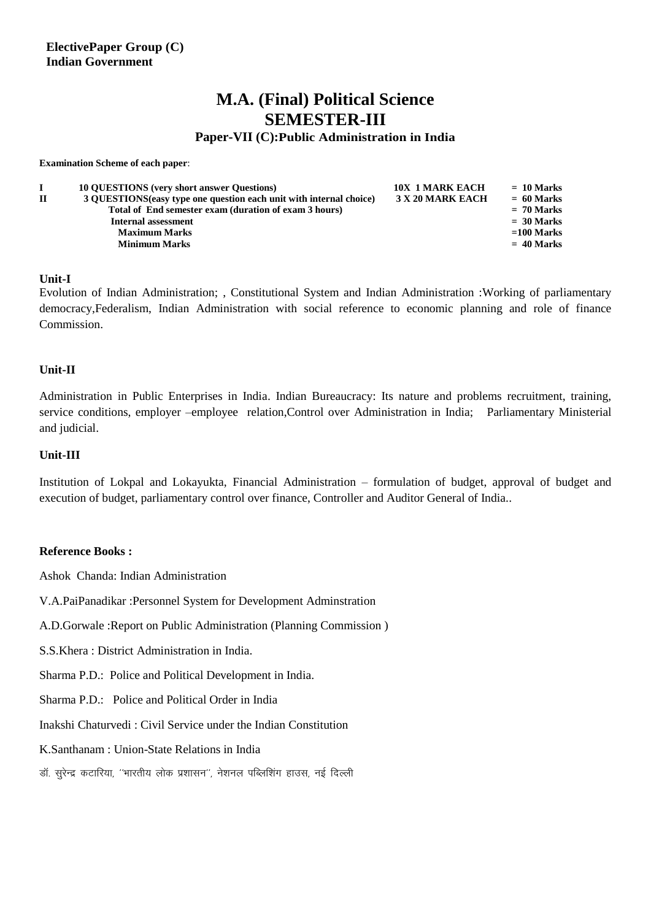**ElectivePaper Group (C)**
**Indian Government**

# M.A. (Final) Political Science
# SEMESTER-III
## Paper-VII (C):Public Administration in India

**Examination Scheme of each paper**:

| | | | |
|---|---|---|---|
| I | 10 QUESTIONS (very short answer Questions) | 10X 1 MARK EACH | = 10 Marks |
| II | 3 QUESTIONS(easy type one question each unit with internal choice) | 3 X 20 MARK EACH | = 60 Marks |
| | Total of End semester exam (duration of exam 3 hours) | | = 70 Marks |
| | Internal assessment | | = 30 Marks |
| | Maximum Marks | | =100 Marks |
| | Minimum Marks | | = 40 Marks |

**Unit-I**

Evolution of Indian Administration; , Constitutional System and Indian Administration :Working of parliamentary democracy,Federalism, Indian Administration with social reference to economic planning and role of finance Commission.

**Unit-II**

Administration in Public Enterprises in India. Indian Bureaucracy: Its nature and problems recruitment, training, service conditions, employer –employee relation,Control over Administration in India; Parliamentary Ministerial and judicial.

**Unit-III**

Institution of Lokpal and Lokayukta, Financial Administration – formulation of budget, approval of budget and execution of budget, parliamentary control over finance, Controller and Auditor General of India..

**Reference Books :**

Ashok Chanda: Indian Administration

V.A.PaiPanadikar :Personnel System for Development Adminstration

A.D.Gorwale :Report on Public Administration (Planning Commission )

S.S.Khera : District Administration in India.

Sharma P.D.: Police and Political Development in India.

Sharma P.D.: Police and Political Order in India

Inakshi Chaturvedi : Civil Service under the Indian Constitution

K.Santhanam : Union-State Relations in India

डॉ. सुरेन्द्र कटारिया, ''भारतीय लोक प्रशासन'', नेशनल पब्लिशिंग हाउस, नई दिल्ली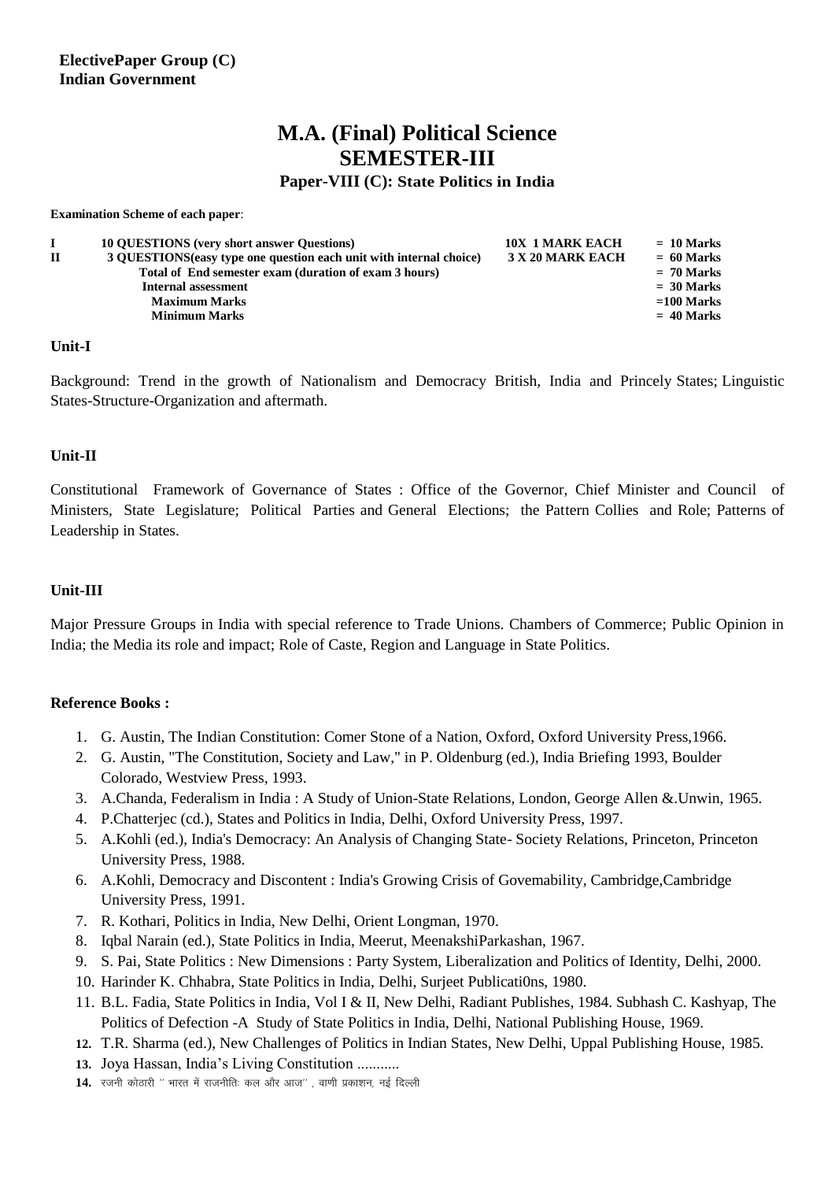**ElectivePaper Group (C)**
**Indian Government**

# M.A. (Final) Political Science
# SEMESTER-III
## Paper-VIII (C): State Politics in India

**Examination Scheme of each paper**:

| | | | |
|---|---|---|---|
| I | 10 QUESTIONS (very short answer Questions) | 10X 1 MARK EACH | = 10 Marks |
| II | 3 QUESTIONS(easy type one question each unit with internal choice) | 3 X 20 MARK EACH | = 60 Marks |
| | Total of End semester exam (duration of exam 3 hours) | | = 70 Marks |
| | Internal assessment | | = 30 Marks |
| | Maximum Marks | | =100 Marks |
| | Minimum Marks | | = 40 Marks |

### Unit-I

Background: Trend in the growth of Nationalism and Democracy British, India and Princely States; Linguistic States-Structure-Organization and aftermath.

### Unit-II

Constitutional Framework of Governance of States : Office of the Governor, Chief Minister and Council of Ministers, State Legislature; Political Parties and General Elections; the Pattern Collies and Role; Patterns of Leadership in States.

### Unit-III

Major Pressure Groups in India with special reference to Trade Unions. Chambers of Commerce; Public Opinion in India; the Media its role and impact; Role of Caste, Region and Language in State Politics.

### Reference Books :

1. G. Austin, The Indian Constitution: Comer Stone of a Nation, Oxford, Oxford University Press,1966.
2. G. Austin, "The Constitution, Society and Law," in P. Oldenburg (ed.), India Briefing 1993, Boulder Colorado, Westview Press, 1993.
3. A.Chanda, Federalism in India : A Study of Union-State Relations, London, George Allen &.Unwin, 1965.
4. P.Chatterjec (cd.), States and Politics in India, Delhi, Oxford University Press, 1997.
5. A.Kohli (ed.), India's Democracy: An Analysis of Changing State- Society Relations, Princeton, Princeton University Press, 1988.
6. A.Kohli, Democracy and Discontent : India's Growing Crisis of Govemability, Cambridge,Cambridge University Press, 1991.
7. R. Kothari, Politics in India, New Delhi, Orient Longman, 1970.
8. Iqbal Narain (ed.), State Politics in India, Meerut, MeenakshiParkashan, 1967.
9. S. Pai, State Politics : New Dimensions : Party System, Liberalization and Politics of Identity, Delhi, 2000.
10. Harinder K. Chhabra, State Politics in India, Delhi, Surjeet Publicati0ns, 1980.
11. B.L. Fadia, State Politics in India, Vol I & II, New Delhi, Radiant Publishes, 1984. Subhash C. Kashyap, The Politics of Defection -A Study of State Politics in India, Delhi, National Publishing House, 1969.
12. T.R. Sharma (ed.), New Challenges of Politics in Indian States, New Delhi, Uppal Publishing House, 1985.
13. Joya Hassan, India's Living Constitution ...........
14. रजनी कोठारी '' भारत में राजनीतिः कल और आज'' , वाणी प्रकाशन, नई दिल्ली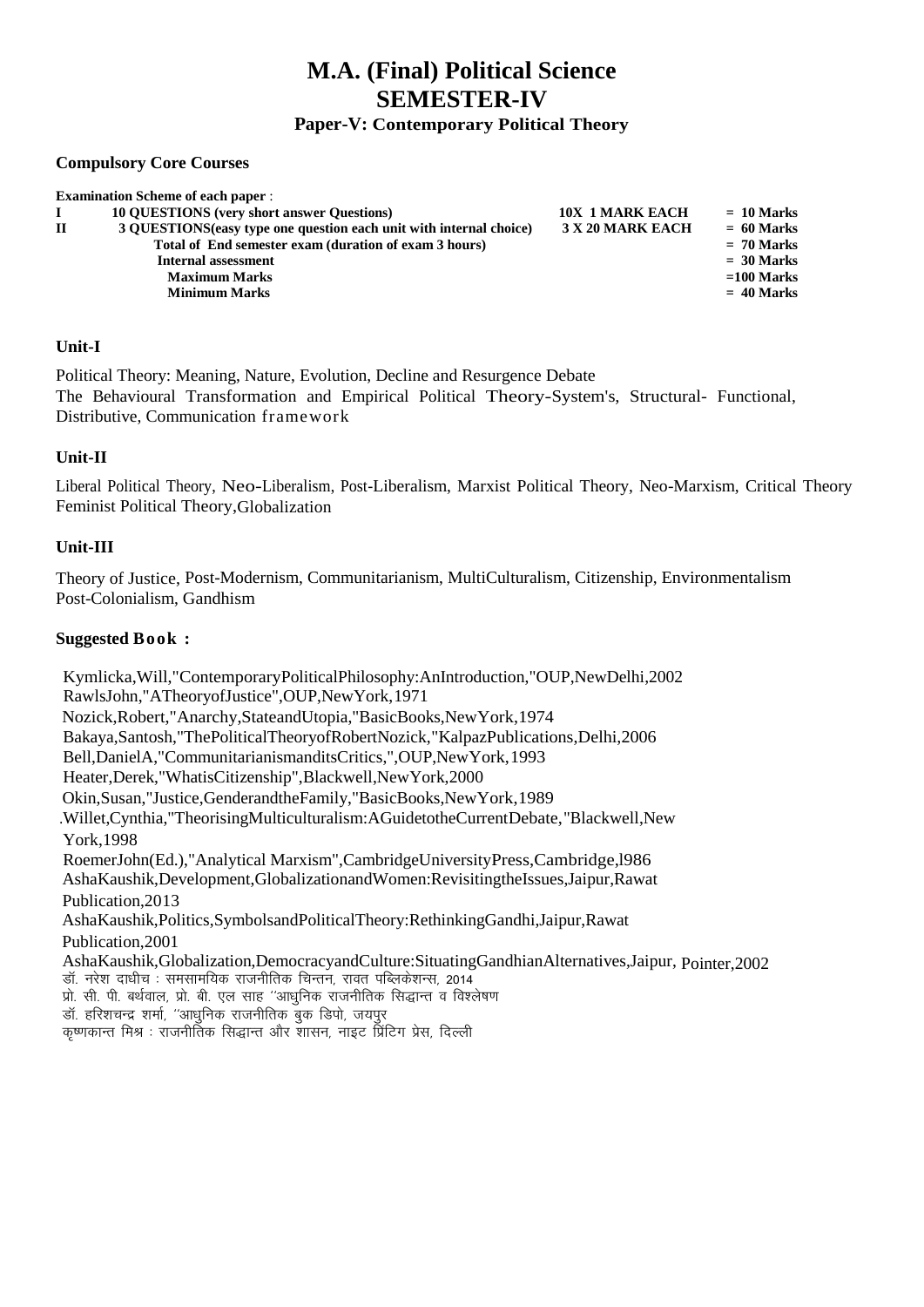# M.A. (Final) Political Science
## SEMESTER-IV
### Paper-V: Contemporary Political Theory

**Compulsory Core Courses**

**Examination Scheme of each paper** :

| | | | |
|---|---|---|---|
| **I** | **10 QUESTIONS (very short answer Questions)** | **10X 1 MARK EACH** | **= 10 Marks** |
| **II** | **3 QUESTIONS(easy type one question each unit with internal choice)** | **3 X 20 MARK EACH** | **= 60 Marks** |
| | **Total of End semester exam (duration of exam 3 hours)** | | **= 70 Marks** |
| | **Internal assessment** | | **= 30 Marks** |
| | **Maximum Marks** | | **=100 Marks** |
| | **Minimum Marks** | | **= 40 Marks** |

**Unit-I**

Political Theory: Meaning, Nature, Evolution, Decline and Resurgence Debate
The Behavioural Transformation and Empirical Political Theory-System's, Structural- Functional, Distributive, Communication framework

**Unit-II**

Liberal Political Theory, Neo-Liberalism, Post-Liberalism, Marxist Political Theory, Neo-Marxism, Critical Theory Feminist Political Theory,Globalization

**Unit-III**

Theory of Justice, Post-Modernism, Communitarianism, MultiCulturalism, Citizenship, Environmentalism Post-Colonialism, Gandhism

**Suggested Book :**

Kymlicka,Will,"ContemporaryPoliticalPhilosophy:AnIntroduction,"OUP,NewDelhi,2002
RawlsJohn,"ATheoryofJustice",OUP,NewYork,1971
Nozick,Robert,"Anarchy,StateandUtopia,"BasicBooks,NewYork,1974
Bakaya,Santosh,"ThePoliticalTheoryofRobertNozick,"KalpazPublications,Delhi,2006
Bell,DanielA,"CommunitarianismanditsCritics,",OUP,NewYork,1993
Heater,Derek,"WhatisCitizenship",Blackwell,NewYork,2000
Okin,Susan,"Justice,GenderandtheFamily,"BasicBooks,NewYork,1989
.Willet,Cynthia,"TheorisingMulticulturalism:AGuidetotheCurrentDebate,"Blackwell,New York,1998
RoemerJohn(Ed.),"Analytical Marxism",CambridgeUniversityPress,Cambridge,l986
AshaKaushik,Development,GlobalizationandWomen:RevisitingtheIssues,Jaipur,Rawat Publication,2013
AshaKaushik,Politics,SymbolsandPoliticalTheory:RethinkingGandhi,Jaipur,Rawat Publication,2001
AshaKaushik,Globalization,DemocracyandCulture:SituatingGandhianAlternatives,Jaipur, Pointer,2002
डॉ. नरेश दाधीच : समसामयिक राजनीतिक चिन्तन, रावत पब्लिकेशन्स, 2014
प्रो. सी. पी. बर्थवाल, प्रो. बी. एल साह ''आधुनिक राजनीतिक सिद्धान्त व विश्लेषण
डॉ. हरिशचन्द्र शर्मा, ''आधुनिक राजनीतिक बुक डिपो, जयपुर
कृष्णकान्त मिश्र : राजनीतिक सिद्धान्त और शासन, नाइट प्रिंटिग प्रेस, दिल्ली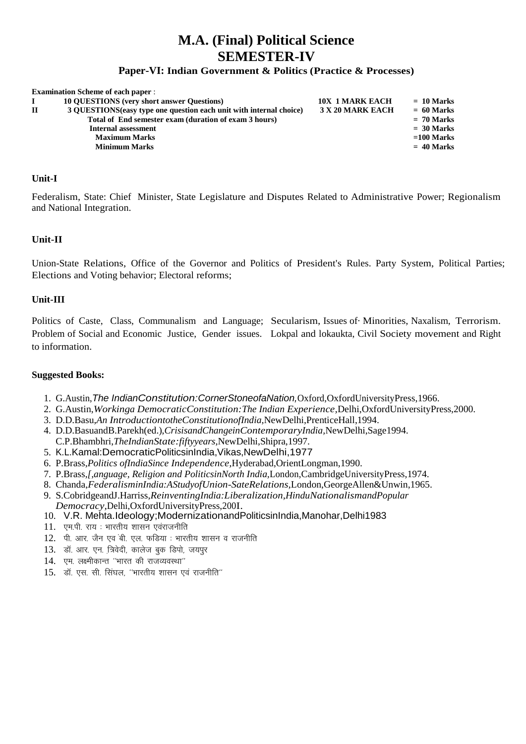# M.A. (Final) Political Science
# SEMESTER-IV

### Paper-VI: Indian Government & Politics (Practice & Processes)

**Examination Scheme of each paper** :

| | | | |
|---|---|---|---|
| **I** | **10 QUESTIONS (very short answer Questions)** | **10X 1 MARK EACH** | **= 10 Marks** |
| **II** | **3 QUESTIONS(easy type one question each unit with internal choice)** | **3 X 20 MARK EACH** | **= 60 Marks** |
| | **Total of End semester exam (duration of exam 3 hours)** | | **= 70 Marks** |
| | **Internal assessment** | | **= 30 Marks** |
| | **Maximum Marks** | | **=100 Marks** |
| | **Minimum Marks** | | **= 40 Marks** |

**Unit-I**

Federalism, State: Chief Minister, State Legislature and Disputes Related to Administrative Power; Regionalism and National Integration.

**Unit-II**

Union-State Relations, Office of the Governor and Politics of President's Rules. Party System, Political Parties; Elections and Voting behavior; Electoral reforms;

**Unit-III**

Politics of Caste, Class, Communalism and Language; Secularism, Issues of· Minorities, Naxalism, Terrorism. Problem of Social and Economic Justice, Gender issues. Lokpal and lokaukta, Civil Society movement and Right to information.

**Suggested Books:**

1. G.Austin,*The IndianConstitution:CornerStoneofaNation,*Oxford,OxfordUniversityPress,1966.
2. G.Austin,*Workinga DemocraticConstitution:The Indian Experience,*Delhi,OxfordUniversityPress,2000.
3. D.D.Basu,*An IntroductiontotheConstitutionofIndia,*NewDelhi,PrenticeHall,1994.
4. D.D.BasuandB.Parekh(ed.),*CrisisandChangeinContemporaryIndia,*NewDelhi,Sage1994. C.P.Bhambhri,*TheIndianState:fiftyyears,*NewDelhi,Shipra,1997.
5. K.L.Kamal:DemocraticPoliticsinIndia,Vikas,NewDelhi,1977
6. P.Brass,*Politics ofIndiaSince Independence,*Hyderabad,OrientLongman,1990.
7. P.Brass,*[,anguage, Religion and PoliticsinNorth India,*London,CambridgeUniversityPress,1974.
8. Chanda,*FederalisminIndia:AStudyofUnion-SateRelations,*London,GeorgeAllen&Unwin,1965.
9. S.CobridgeandJ.Harriss,*ReinventingIndia:Liberalization,HinduNationalismandPopular Democracy,*Delhi,OxfordUniversityPress,200I.
10. V.R. Mehta.Ideology;ModernizationandPoliticsinIndia,Manohar,Delhi1983
11. एम.पी. राय : भारतीय शासन एवंराजनीति
12. पी. आर. जैन एव बी. एल. फडिया : भारतीय शासन व राजनीति
13. डॉ. आर. एन. त्रिवेदी, कालेज बुक डिपो, जयपुर
14. एम. लक्ष्मीकान्त ''भारत की राजव्यवस्था''
15. डॉ. एस. सी. सिंघल, ''भारतीय शासन एवं राजनीति''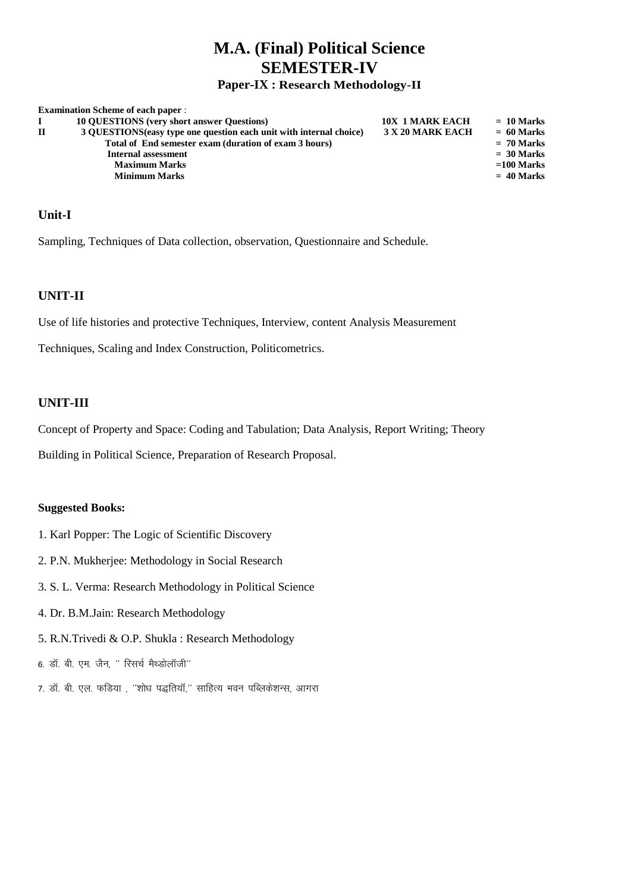# M.A. (Final) Political Science
# SEMESTER-IV
### Paper-IX : Research Methodology-II

**Examination Scheme of each paper** :

| | | | |
|---|---|---|---|
| **I** | **10 QUESTIONS (very short answer Questions)** | **10X 1 MARK EACH** | **= 10 Marks** |
| **II** | **3 QUESTIONS(easy type one question each unit with internal choice)** | **3 X 20 MARK EACH** | **= 60 Marks** |
| | **Total of End semester exam (duration of exam 3 hours)** | | **= 70 Marks** |
| | **Internal assessment** | | **= 30 Marks** |
| | **Maximum Marks** | | **=100 Marks** |
| | **Minimum Marks** | | **= 40 Marks** |

## Unit-I

Sampling, Techniques of Data collection, observation, Questionnaire and Schedule.

## UNIT-II

Use of life histories and protective Techniques, Interview, content Analysis Measurement

Techniques, Scaling and Index Construction, Politicometrics.

## UNIT-III

Concept of Property and Space: Coding and Tabulation; Data Analysis, Report Writing; Theory

Building in Political Science, Preparation of Research Proposal.

**Suggested Books:**

1. Karl Popper: The Logic of Scientific Discovery
2. P.N. Mukherjee: Methodology in Social Research
3. S. L. Verma: Research Methodology in Political Science
4. Dr. B.M.Jain: Research Methodology
5. R.N.Trivedi & O.P. Shukla : Research Methodology
6. डॉ. बी. एम. जैन, '' रिसर्च मैथ्डोलॉजी''
7. डॉ. बी. एल. फडिया , ''शोध पद्धतियॉं,'' साहित्य भवन पब्लिकेशन्स, आगरा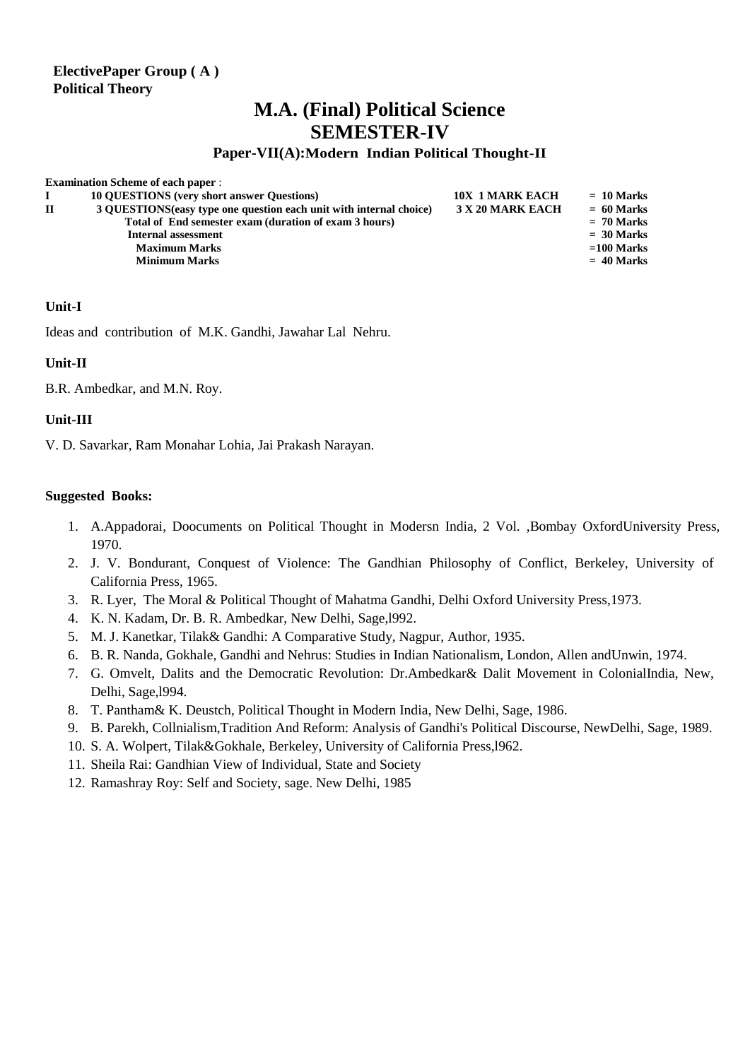**ElectivePaper Group ( A )**
**Political Theory**

# M.A. (Final) Political Science
# SEMESTER-IV

## Paper-VII(A):Modern Indian Political Thought-II

**Examination Scheme of each paper** :

| | | | |
|---|---|---|---|
| **I** | **10 QUESTIONS (very short answer Questions)** | **10X 1 MARK EACH** | **= 10 Marks** |
| **II** | **3 QUESTIONS(easy type one question each unit with internal choice)** | **3 X 20 MARK EACH** | **= 60 Marks** |
| | **Total of End semester exam (duration of exam 3 hours)** | | **= 70 Marks** |
| | **Internal assessment** | | **= 30 Marks** |
| | **Maximum Marks** | | **=100 Marks** |
| | **Minimum Marks** | | **= 40 Marks** |

**Unit-I**

Ideas and contribution of M.K. Gandhi, Jawahar Lal Nehru.

**Unit-II**

B.R. Ambedkar, and M.N. Roy.

**Unit-III**

V. D. Savarkar, Ram Monahar Lohia, Jai Prakash Narayan.

**Suggested Books:**

1. A.Appadorai, Doocuments on Political Thought in Modersn India, 2 Vol. ,Bombay OxfordUniversity Press, 1970.
2. J. V. Bondurant, Conquest of Violence: The Gandhian Philosophy of Conflict, Berkeley, University of California Press, 1965.
3. R. Lyer, The Moral & Political Thought of Mahatma Gandhi, Delhi Oxford University Press,1973.
4. K. N. Kadam, Dr. B. R. Ambedkar, New Delhi, Sage,l992.
5. M. J. Kanetkar, Tilak& Gandhi: A Comparative Study, Nagpur, Author, 1935.
6. B. R. Nanda, Gokhale, Gandhi and Nehrus: Studies in Indian Nationalism, London, Allen andUnwin, 1974.
7. G. Omvelt, Dalits and the Democratic Revolution: Dr.Ambedkar& Dalit Movement in ColonialIndia, New, Delhi, Sage,l994.
8. T. Pantham& K. Deustch, Political Thought in Modern India, New Delhi, Sage, 1986.
9. B. Parekh, Collnialism,Tradition And Reform: Analysis of Gandhi's Political Discourse, NewDelhi, Sage, 1989.
10. S. A. Wolpert, Tilak&Gokhale, Berkeley, University of California Press,l962.
11. Sheila Rai: Gandhian View of Individual, State and Society
12. Ramashray Roy: Self and Society, sage. New Delhi, 1985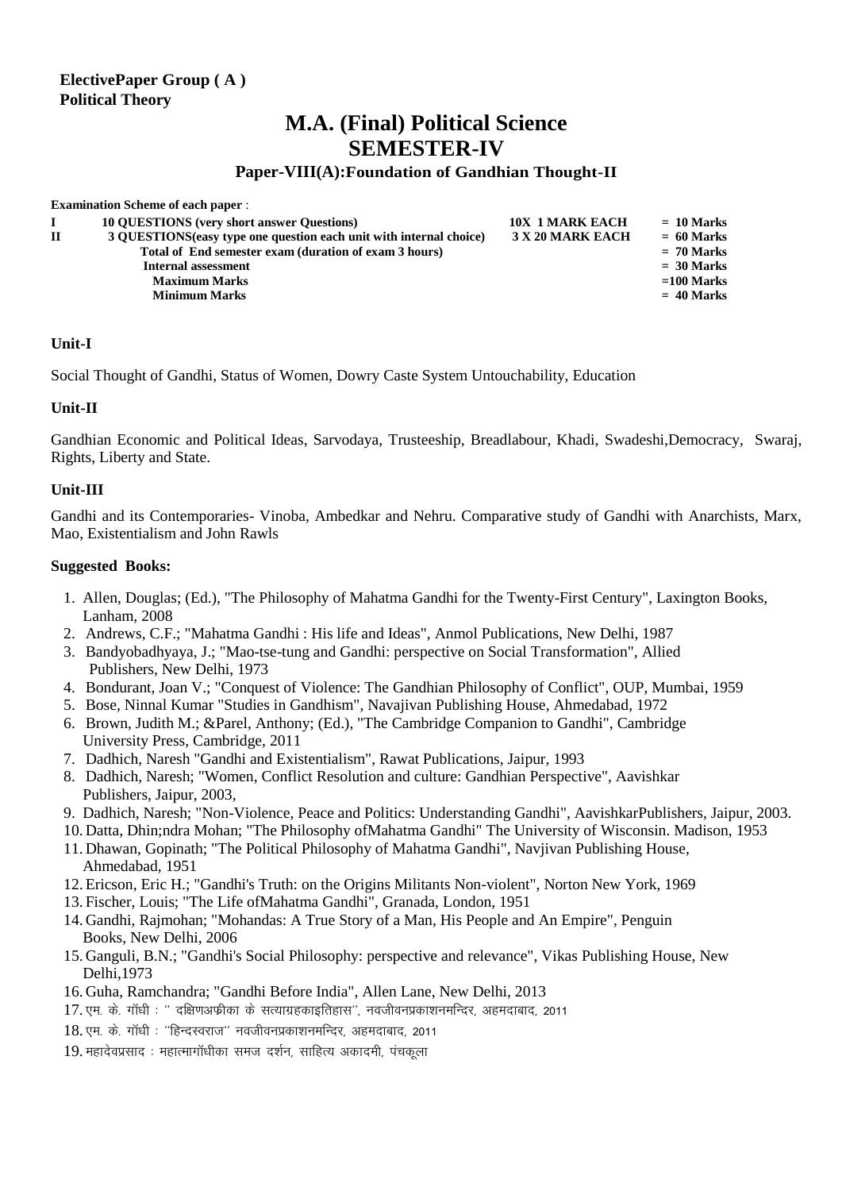**ElectivePaper Group ( A )**
**Political Theory**

# M.A. (Final) Political Science
# SEMESTER-IV

### Paper-VIII(A):Foundation of Gandhian Thought-II

**Examination Scheme of each paper** :

| | | | |
|---|---|---|---|
| **I** | **10 QUESTIONS (very short answer Questions)** | **10X 1 MARK EACH** | **= 10 Marks** |
| **II** | **3 QUESTIONS(easy type one question each unit with internal choice)** | **3 X 20 MARK EACH** | **= 60 Marks** |
| | **Total of End semester exam (duration of exam 3 hours)** | | **= 70 Marks** |
| | **Internal assessment** | | **= 30 Marks** |
| | **Maximum Marks** | | **=100 Marks** |
| | **Minimum Marks** | | **= 40 Marks** |

**Unit-I**

Social Thought of Gandhi, Status of Women, Dowry Caste System Untouchability, Education

**Unit-II**

Gandhian Economic and Political Ideas, Sarvodaya, Trusteeship, Breadlabour, Khadi, Swadeshi,Democracy, Swaraj, Rights, Liberty and State.

**Unit-III**

Gandhi and its Contemporaries- Vinoba, Ambedkar and Nehru. Comparative study of Gandhi with Anarchists, Marx, Mao, Existentialism and John Rawls

**Suggested Books:**

1. Allen, Douglas; (Ed.), "The Philosophy of Mahatma Gandhi for the Twenty-First Century", Laxington Books, Lanham, 2008
2. Andrews, C.F.; "Mahatma Gandhi : His life and Ideas", Anmol Publications, New Delhi, 1987
3. Bandyobadhyaya, J.; "Mao-tse-tung and Gandhi: perspective on Social Transformation", Allied Publishers, New Delhi, 1973
4. Bondurant, Joan V.; "Conquest of Violence: The Gandhian Philosophy of Conflict", OUP, Mumbai, 1959
5. Bose, Ninnal Kumar "Studies in Gandhism", Navajivan Publishing House, Ahmedabad, 1972
6. Brown, Judith M.; &Parel, Anthony; (Ed.), "The Cambridge Companion to Gandhi", Cambridge University Press, Cambridge, 2011
7. Dadhich, Naresh "Gandhi and Existentialism", Rawat Publications, Jaipur, 1993
8. Dadhich, Naresh; "Women, Conflict Resolution and culture: Gandhian Perspective", Aavishkar Publishers, Jaipur, 2003,
9. Dadhich, Naresh; "Non-Violence, Peace and Politics: Understanding Gandhi", AavishkarPublishers, Jaipur, 2003.
10. Datta, Dhin;ndra Mohan; "The Philosophy ofMahatma Gandhi" The University of Wisconsin. Madison, 1953
11. Dhawan, Gopinath; "The Political Philosophy of Mahatma Gandhi", Navjivan Publishing House, Ahmedabad, 1951
12. Ericson, Eric H.; "Gandhi's Truth: on the Origins Militants Non-violent", Norton New York, 1969
13. Fischer, Louis; "The Life ofMahatma Gandhi", Granada, London, 1951
14. Gandhi, Rajmohan; "Mohandas: A True Story of a Man, His People and An Empire", Penguin Books, New Delhi, 2006
15. Ganguli, B.N.; "Gandhi's Social Philosophy: perspective and relevance", Vikas Publishing House, New Delhi,1973
16. Guha, Ramchandra; "Gandhi Before India", Allen Lane, New Delhi, 2013
17. एम. के. गॉधी : " दक्षिणअफ्रीका के सत्याग्रहकाइतिहास", नवजीवनप्रकाशनमन्दिर, अहमदाबाद, 2011
18. एम. के. गॉधी : "हिन्दस्वराज" नवजीवनप्रकाशनमन्दिर, अहमदाबाद, 2011
19. महादेवप्रसाद : महात्मागॉधीका समज दर्शन, साहित्य अकादमी, पंचकूला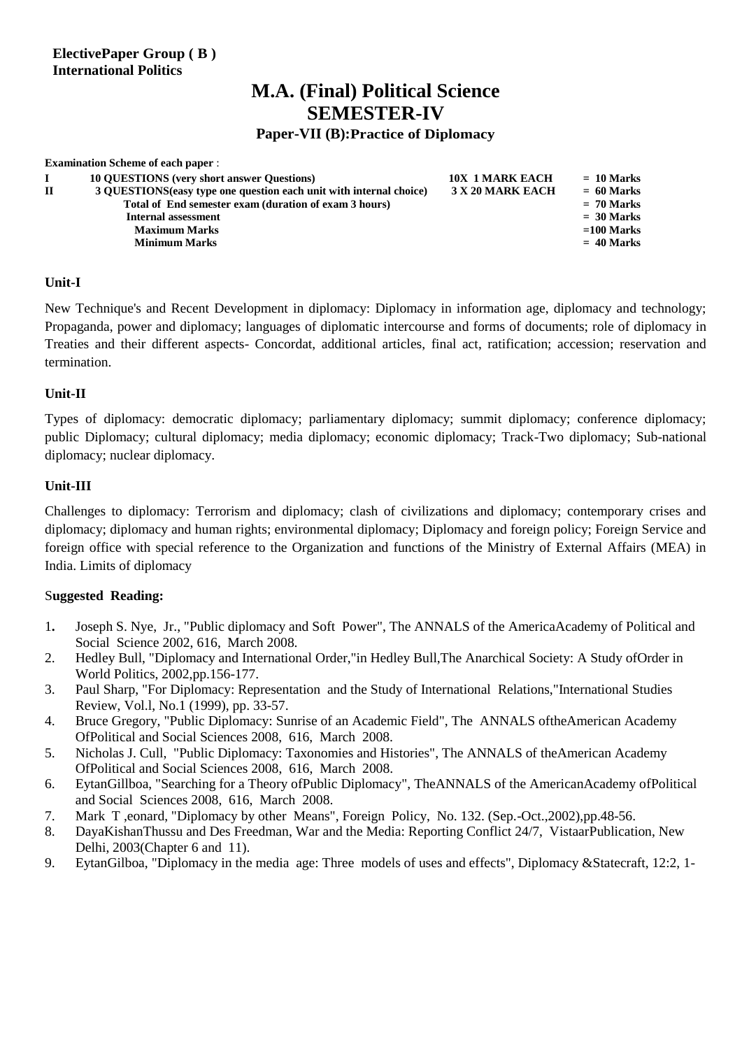**ElectivePaper Group ( B )**
**International Politics**

# M.A. (Final) Political Science
# SEMESTER-IV

### Paper-VII (B):Practice of Diplomacy

**Examination Scheme of each paper** :

| | | | |
|---|---|---|---|
| **I** | **10 QUESTIONS (very short answer Questions)** | **10X 1 MARK EACH** | **= 10 Marks** |
| **II** | **3 QUESTIONS(easy type one question each unit with internal choice)** | **3 X 20 MARK EACH** | **= 60 Marks** |
| | **Total of End semester exam (duration of exam 3 hours)** | | **= 70 Marks** |
| | **Internal assessment** | | **= 30 Marks** |
| | **Maximum Marks** | | **=100 Marks** |
| | **Minimum Marks** | | **= 40 Marks** |

**Unit-I**

New Technique's and Recent Development in diplomacy: Diplomacy in information age, diplomacy and technology; Propaganda, power and diplomacy; languages of diplomatic intercourse and forms of documents; role of diplomacy in Treaties and their different aspects- Concordat, additional articles, final act, ratification; accession; reservation and termination.

**Unit-II**

Types of diplomacy: democratic diplomacy; parliamentary diplomacy; summit diplomacy; conference diplomacy; public Diplomacy; cultural diplomacy; media diplomacy; economic diplomacy; Track-Two diplomacy; Sub-national diplomacy; nuclear diplomacy.

**Unit-III**

Challenges to diplomacy: Terrorism and diplomacy; clash of civilizations and diplomacy; contemporary crises and diplomacy; diplomacy and human rights; environmental diplomacy; Diplomacy and foreign policy; Foreign Service and foreign office with special reference to the Organization and functions of the Ministry of External Affairs (MEA) in India. Limits of diplomacy

**Suggested Reading:**

1. Joseph S. Nye, Jr., "Public diplomacy and Soft Power", The ANNALS of the AmericaAcademy of Political and Social Science 2002, 616, March 2008.
2. Hedley Bull, "Diplomacy and International Order,"in Hedley Bull,The Anarchical Society: A Study ofOrder in World Politics, 2002,pp.156-177.
3. Paul Sharp, "For Diplomacy: Representation and the Study of International Relations,"International Studies Review, Vol.l, No.1 (1999), pp. 33-57.
4. Bruce Gregory, "Public Diplomacy: Sunrise of an Academic Field", The ANNALS oftheAmerican Academy OfPolitical and Social Sciences 2008, 616, March 2008.
5. Nicholas J. Cull, "Public Diplomacy: Taxonomies and Histories", The ANNALS of theAmerican Academy OfPolitical and Social Sciences 2008, 616, March 2008.
6. EytanGillboa, "Searching for a Theory ofPublic Diplomacy", TheANNALS of the AmericanAcademy ofPolitical and Social Sciences 2008, 616, March 2008.
7. Mark T ,eonard, "Diplomacy by other Means", Foreign Policy, No. 132. (Sep.-Oct.,2002),pp.48-56.
8. DayaKishanThussu and Des Freedman, War and the Media: Reporting Conflict 24/7, VistaarPublication, New Delhi, 2003(Chapter 6 and 11).
9. EytanGilboa, "Diplomacy in the media age: Three models of uses and effects", Diplomacy &Statecraft, 12:2, 1-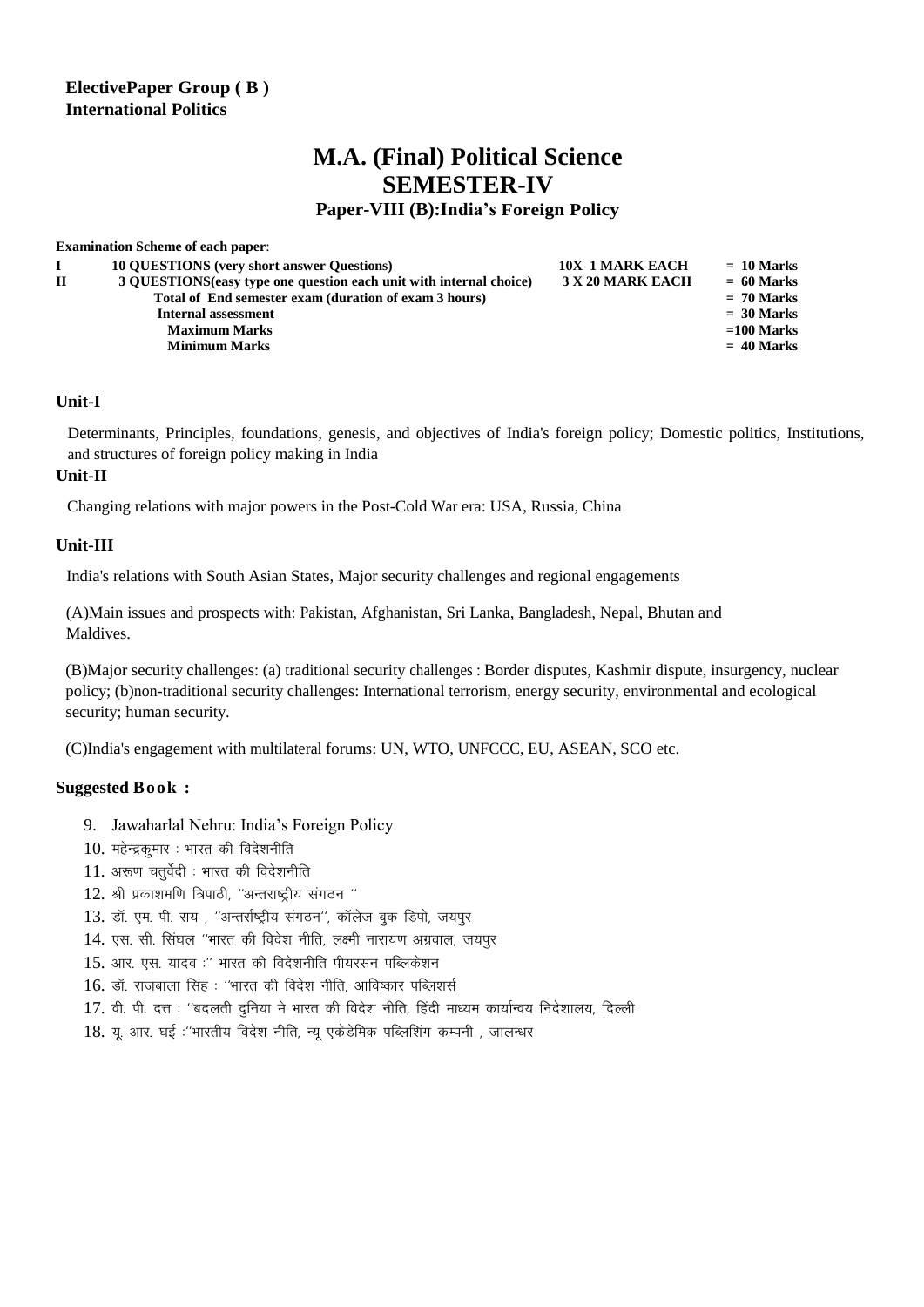**ElectivePaper Group ( B )**
**International Politics**

# M.A. (Final) Political Science
# SEMESTER-IV
## Paper-VIII (B):India's Foreign Policy

**Examination Scheme of each paper**:

| | | | |
|---|---|---|---|
| **I** | **10 QUESTIONS (very short answer Questions)** | **10X 1 MARK EACH** | **= 10 Marks** |
| **II** | **3 QUESTIONS(easy type one question each unit with internal choice)** | **3 X 20 MARK EACH** | **= 60 Marks** |
| | **Total of End semester exam (duration of exam 3 hours)** | | **= 70 Marks** |
| | **Internal assessment** | | **= 30 Marks** |
| | **Maximum Marks** | | **=100 Marks** |
| | **Minimum Marks** | | **= 40 Marks** |

### Unit-I

Determinants, Principles, foundations, genesis, and objectives of India's foreign policy; Domestic politics, Institutions, and structures of foreign policy making in India

### Unit-II

Changing relations with major powers in the Post-Cold War era: USA, Russia, China

### Unit-III

India's relations with South Asian States, Major security challenges and regional engagements

(A)Main issues and prospects with: Pakistan, Afghanistan, Sri Lanka, Bangladesh, Nepal, Bhutan and Maldives.

(B)Major security challenges: (a) traditional security challenges : Border disputes, Kashmir dispute, insurgency, nuclear policy; (b)non-traditional security challenges: International terrorism, energy security, environmental and ecological security; human security.

(C)India's engagement with multilateral forums: UN, WTO, UNFCCC, EU, ASEAN, SCO etc.

### Suggested Book :

9. Jawaharlal Nehru: India's Foreign Policy
10. महेन्द्रकुमार : भारत की विदेशनीति
11. अरूण चतुर्वेदी : भारत की विदेशनीति
12. श्री प्रकाशमणि त्रिपाठी, ''अन्तराष्ट्रीय संगठन ''
13. डॉ. एम. पी. राय , ''अन्तर्राष्ट्रीय संगठन'', कॉलेज बुक डिपो, जयपुर
14. एस. सी. सिंघल ''भारत की विदेश नीति, लक्ष्मी नारायण अग्रवाल, जयपुर
15. आर. एस. यादव :'' भारत की विदेशनीति पीयरसन पब्लिकेशन
16. डॉ. राजबाला सिंह : ''भारत की विदेश नीति, आविष्कार पब्लिशर्स
17. वी. पी. दत्त : ''बदलती दुनिया मे भारत की विदेश नीति, हिंदी माध्यम कार्यान्वय निदेशालय, दिल्ली
18. यू. आर. घई :''भारतीय विदेश नीति, न्यू एकेडेमिक पब्लिशिंग कम्पनी , जालन्धर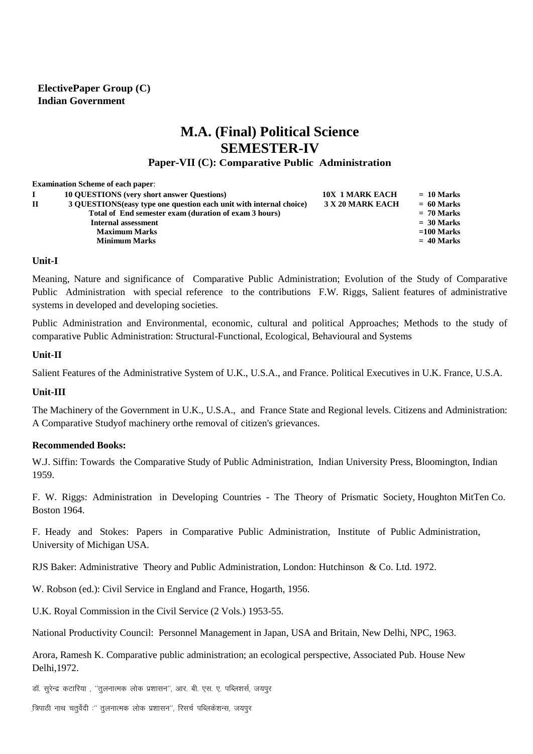**ElectivePaper Group (C)**
**Indian Government**

# M.A. (Final) Political Science
# SEMESTER-IV

### Paper-VII (C): Comparative Public Administration

**Examination Scheme of each paper**:

| | | | |
|---|---|---|---|
| **I** | **10 QUESTIONS (very short answer Questions)** | **10X 1 MARK EACH** | **= 10 Marks** |
| **II** | **3 QUESTIONS(easy type one question each unit with internal choice)** | **3 X 20 MARK EACH** | **= 60 Marks** |
| | **Total of End semester exam (duration of exam 3 hours)** | | **= 70 Marks** |
| | **Internal assessment** | | **= 30 Marks** |
| | **Maximum Marks** | | **=100 Marks** |
| | **Minimum Marks** | | **= 40 Marks** |

**Unit-I**

Meaning, Nature and significance of Comparative Public Administration; Evolution of the Study of Comparative Public Administration with special reference to the contributions F.W. Riggs, Salient features of administrative systems in developed and developing societies.

Public Administration and Environmental, economic, cultural and political Approaches; Methods to the study of comparative Public Administration: Structural-Functional, Ecological, Behavioural and Systems

**Unit-II**

Salient Features of the Administrative System of U.K., U.S.A., and France. Political Executives in U.K. France, U.S.A.

**Unit-III**

The Machinery of the Government in U.K., U.S.A., and France State and Regional levels. Citizens and Administration: A Comparative Studyof machinery orthe removal of citizen's grievances.

**Recommended Books:**

W.J. Siffin: Towards the Comparative Study of Public Administration, Indian University Press, Bloomington, Indian 1959.

F. W. Riggs: Administration in Developing Countries - The Theory of Prismatic Society, Houghton MitTen Co. Boston 1964.

F. Heady and Stokes: Papers in Comparative Public Administration, Institute of Public Administration, University of Michigan USA.

RJS Baker: Administrative Theory and Public Administration, London: Hutchinson & Co. Ltd. 1972.

W. Robson (ed.): Civil Service in England and France, Hogarth, 1956.

U.K. Royal Commission in the Civil Service (2 Vols.) 1953-55.

National Productivity Council: Personnel Management in Japan, USA and Britain, New Delhi, NPC, 1963.

Arora, Ramesh K. Comparative public administration; an ecological perspective, Associated Pub. House New Delhi,1972.

डॉ. सुरेन्द्र कटारिया , ''तुलनात्मक लोक प्रशासन'', आर. बी. एस. ए. पब्लिशर्स, जयपुर

त्रिपाठी नाथ चतुर्वेदी :'' तुलनात्मक लोक प्रशासन'', रिसर्च पब्लिकेशन्स, जयपुर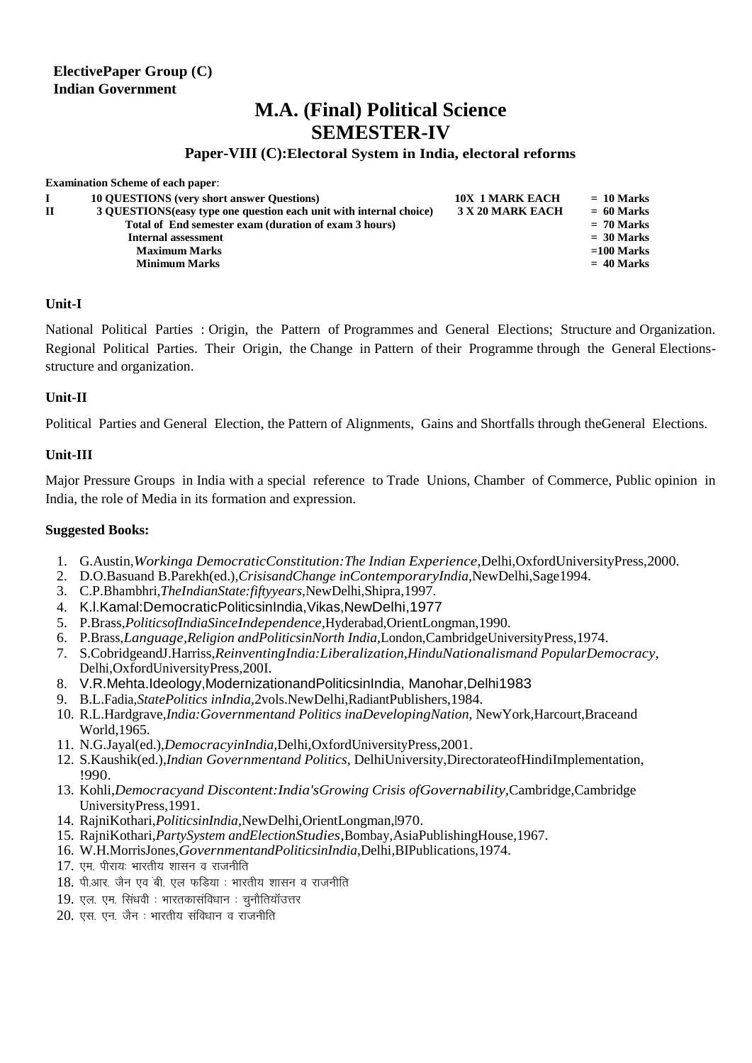**ElectivePaper Group (C)**
**Indian Government**

# M.A. (Final) Political Science
# SEMESTER-IV

### Paper-VIII (C):Electoral System in India, electoral reforms

**Examination Scheme of each paper**:

| | | | |
|---|---|---|---|
| **I** | **10 QUESTIONS (very short answer Questions)** | **10X 1 MARK EACH** | **= 10 Marks** |
| **II** | **3 QUESTIONS(easy type one question each unit with internal choice)** | **3 X 20 MARK EACH** | **= 60 Marks** |
| | **Total of End semester exam (duration of exam 3 hours)** | | **= 70 Marks** |
| | **Internal assessment** | | **= 30 Marks** |
| | **Maximum Marks** | | **=100 Marks** |
| | **Minimum Marks** | | **= 40 Marks** |

**Unit-I**

National Political Parties : Origin, the Pattern of Programmes and General Elections; Structure and Organization. Regional Political Parties. Their Origin, the Change in Pattern of their Programme through the General Elections-structure and organization.

**Unit-II**

Political Parties and General Election, the Pattern of Alignments, Gains and Shortfalls through theGeneral Elections.

**Unit-III**

Major Pressure Groups in India with a special reference to Trade Unions, Chamber of Commerce, Public opinion in India, the role of Media in its formation and expression.

**Suggested Books:**

1. G.Austin,*Workinga DemocraticConstitution:The Indian Experience*,Delhi,OxfordUniversityPress,2000.
2. D.O.Basuand B.Parekh(ed.),*CrisisandChange inContemporaryIndia*,NewDelhi,Sage1994.
3. C.P.Bhambhri,*TheIndianState:fiftyyears*,NewDelhi,Shipra,1997.
4. K.l.Kamal:DemocraticPoliticsinIndia,Vikas,NewDelhi,1977
5. P.Brass,*PoliticsofIndiaSinceIndependence*,Hyderabad,OrientLongman,1990.
6. P.Brass,*Language,Religion andPoliticsinNorth India*,London,CambridgeUniversityPress,1974.
7. S.CobridgeandJ.Harriss,*ReinventingIndia:Liberalization,HinduNationalismand PopularDemocracy*, Delhi,OxfordUniversityPress,200I.
8. V.R.Mehta.Ideology,ModernizationandPoliticsinIndia, Manohar,Delhi1983
9. B.L.Fadia,*StatePolitics inIndia*,2vols.NewDelhi,RadiantPublishers,1984.
10. R.L.Hardgrave,*India:Governmentand Politics inaDevelopingNation,* NewYork,Harcourt,Braceand World,1965.
11. N.G.Jayal(ed.),*DemocracyinIndia*,Delhi,OxfordUniversityPress,2001.
12. S.Kaushik(ed.),*Indian Governmentand Politics,* DelhiUniversity,DirectorateofHindiImplementation, !990.
13. Kohli,*Democracyand Discontent:India'sGrowing Crisis ofGovernability*,Cambridge,Cambridge UniversityPress,1991.
14. RajniKothari,*PoliticsinIndia*,NewDelhi,OrientLongman,l970.
15. RajniKothari,*PartySystem andElectionStudies*,Bombay,AsiaPublishingHouse,1967.
16. W.H.MorrisJones,*GovernmentandPoliticsinIndia*,Delhi,BIPublications,1974.
17. एम. पीरायः भारतीय शासन व राजनीति
18. पी.आर. जैन एव ंबी. एल फडिया : भारतीय शासन व राजनीति
19. एल. एम. सिंधवी : भारतकासंविधान : चुनौतियॉउत्तर
20. एस. एन. जैन : भारतीय संविधान व राजनीति